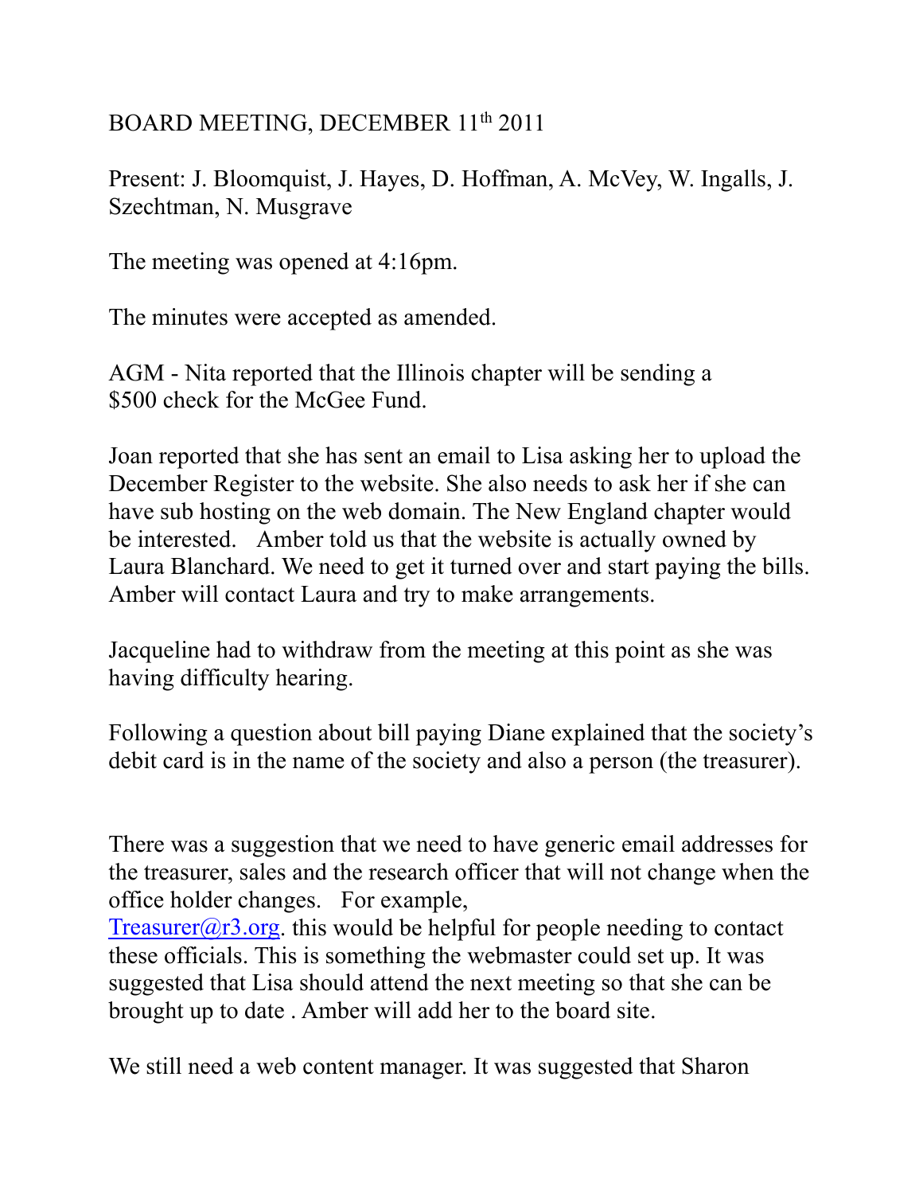# BOARD MEETING, DECEMBER 11th 2011

Present: J. Bloomquist, J. Hayes, D. Hoffman, A. McVey, W. Ingalls, J. Szechtman, N. Musgrave

The meeting was opened at 4:16pm.

The minutes were accepted as amended.

AGM - Nita reported that the Illinois chapter will be sending a $500 check for the McGee Fund.

Joan reported that she has sent an email to Lisa asking her to upload the December Register to the website. She also needs to ask her if she can have sub hosting on the web domain. The New England chapter would be interested. Amber told us that the website is actually owned by Laura Blanchard. We need to get it turned over and start paying the bills. Amber will contact Laura and try to make arrangements.

Jacqueline had to withdraw from the meeting at this point as she was having difficulty hearing.

Following a question about bill paying Diane explained that the society's debit card is in the name of the society and also a person (the treasurer).

There was a suggestion that we need to have generic email addresses for the treasurer, sales and the research officer that will not change when the office holder changes. For example, Treasurer@r3.org. this would be helpful for people needing to contact these officials. This is something the webmaster could set up. It was suggested that Lisa should attend the next meeting so that she can be brought up to date . Amber will add her to the board site.

We still need a web content manager. It was suggested that Sharon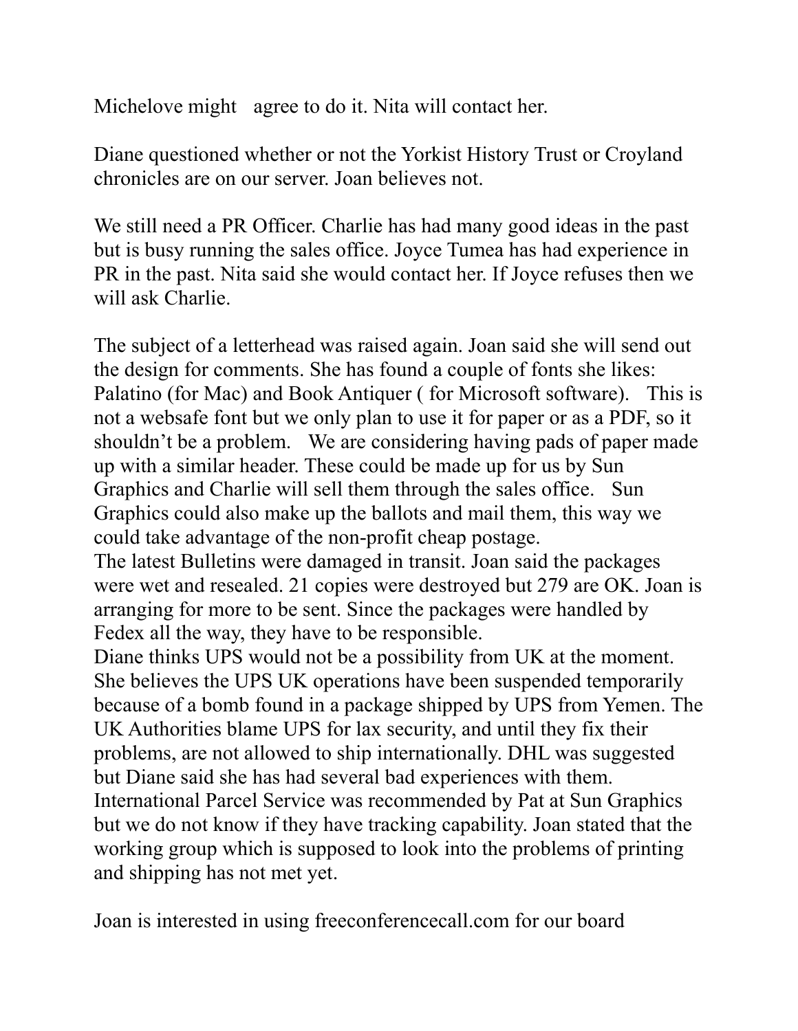Michelove might agree to do it. Nita will contact her.

Diane questioned whether or not the Yorkist History Trust or Croyland chronicles are on our server. Joan believes not.

We still need a PR Officer. Charlie has had many good ideas in the past but is busy running the sales office. Joyce Tumea has had experience in PR in the past. Nita said she would contact her. If Joyce refuses then we will ask Charlie.

The subject of a letterhead was raised again. Joan said she will send out the design for comments. She has found a couple of fonts she likes: Palatino (for Mac) and Book Antiquer ( for Microsoft software). This is not a websafe font but we only plan to use it for paper or as a PDF, so it shouldn't be a problem. We are considering having pads of paper made up with a similar header. These could be made up for us by Sun Graphics and Charlie will sell them through the sales office. Sun Graphics could also make up the ballots and mail them, this way we could take advantage of the non-profit cheap postage.
The latest Bulletins were damaged in transit. Joan said the packages were wet and resealed. 21 copies were destroyed but 279 are OK. Joan is arranging for more to be sent. Since the packages were handled by Fedex all the way, they have to be responsible.
Diane thinks UPS would not be a possibility from UK at the moment. She believes the UPS UK operations have been suspended temporarily because of a bomb found in a package shipped by UPS from Yemen. The UK Authorities blame UPS for lax security, and until they fix their problems, are not allowed to ship internationally. DHL was suggested but Diane said she has had several bad experiences with them. International Parcel Service was recommended by Pat at Sun Graphics but we do not know if they have tracking capability. Joan stated that the working group which is supposed to look into the problems of printing and shipping has not met yet.

Joan is interested in using freeconferencecall.com for our board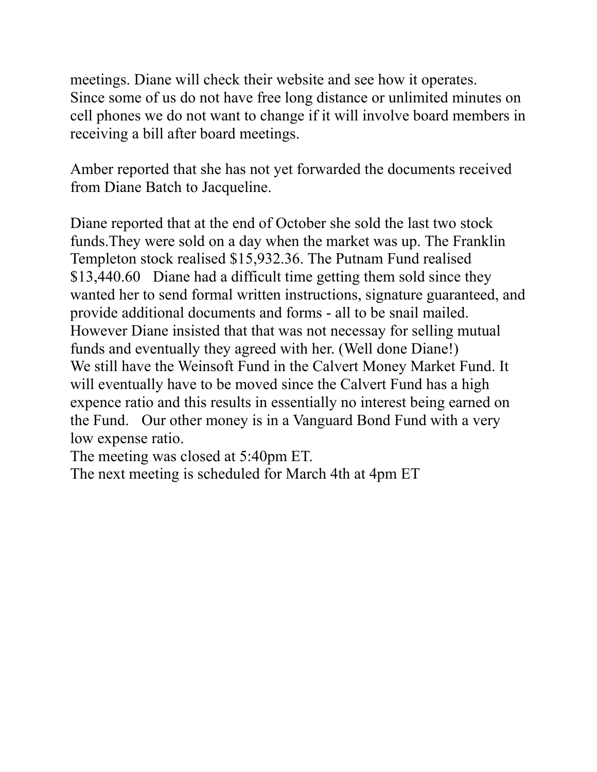meetings. Diane will check their website and see how it operates.
Since some of us do not have free long distance or unlimited minutes on cell phones we do not want to change if it will involve board members in receiving a bill after board meetings.

Amber reported that she has not yet forwarded the documents received from Diane Batch to Jacqueline.

Diane reported that at the end of October she sold the last two stock funds.They were sold on a day when the market was up. The Franklin Templeton stock realised $15,932.36. The Putnam Fund realised $13,440.60   Diane had a difficult time getting them sold since they wanted her to send formal written instructions, signature guaranteed, and provide additional documents and forms - all to be snail mailed. However Diane insisted that that was not necessay for selling mutual funds and eventually they agreed with her. (Well done Diane!)
We still have the Weinsoft Fund in the Calvert Money Market Fund. It will eventually have to be moved since the Calvert Fund has a high expence ratio and this results in essentially no interest being earned on the Fund.   Our other money is in a Vanguard Bond Fund with a very low expense ratio.
The meeting was closed at 5:40pm ET.
The next meeting is scheduled for March 4th at 4pm ET